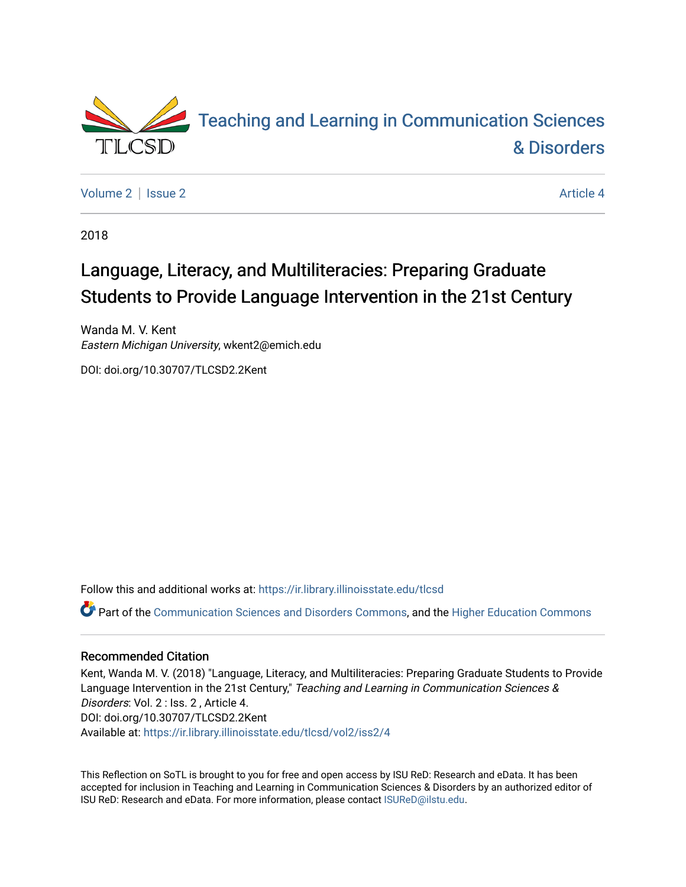# Teaching and Learning in Communication Sciences & Disorders

Volume 2 | Issue 2 — Article 4

2018

## Language, Literacy, and Multiliteracies: Preparing Graduate Students to Provide Language Intervention in the 21st Century

Wanda M. V. Kent
*Eastern Michigan University*, wkent2@emich.edu

DOI: doi.org/10.30707/TLCSD2.2Kent

Follow this and additional works at: https://ir.library.illinoisstate.edu/tlcsd

Part of the Communication Sciences and Disorders Commons, and the Higher Education Commons

### Recommended Citation

Kent, Wanda M. V. (2018) "Language, Literacy, and Multiliteracies: Preparing Graduate Students to Provide Language Intervention in the 21st Century," *Teaching and Learning in Communication Sciences & Disorders*: Vol. 2 : Iss. 2 , Article 4.
DOI: doi.org/10.30707/TLCSD2.2Kent
Available at: https://ir.library.illinoisstate.edu/tlcsd/vol2/iss2/4

This Reflection on SoTL is brought to you for free and open access by ISU ReD: Research and eData. It has been accepted for inclusion in Teaching and Learning in Communication Sciences & Disorders by an authorized editor of ISU ReD: Research and eData. For more information, please contact ISUReD@ilstu.edu.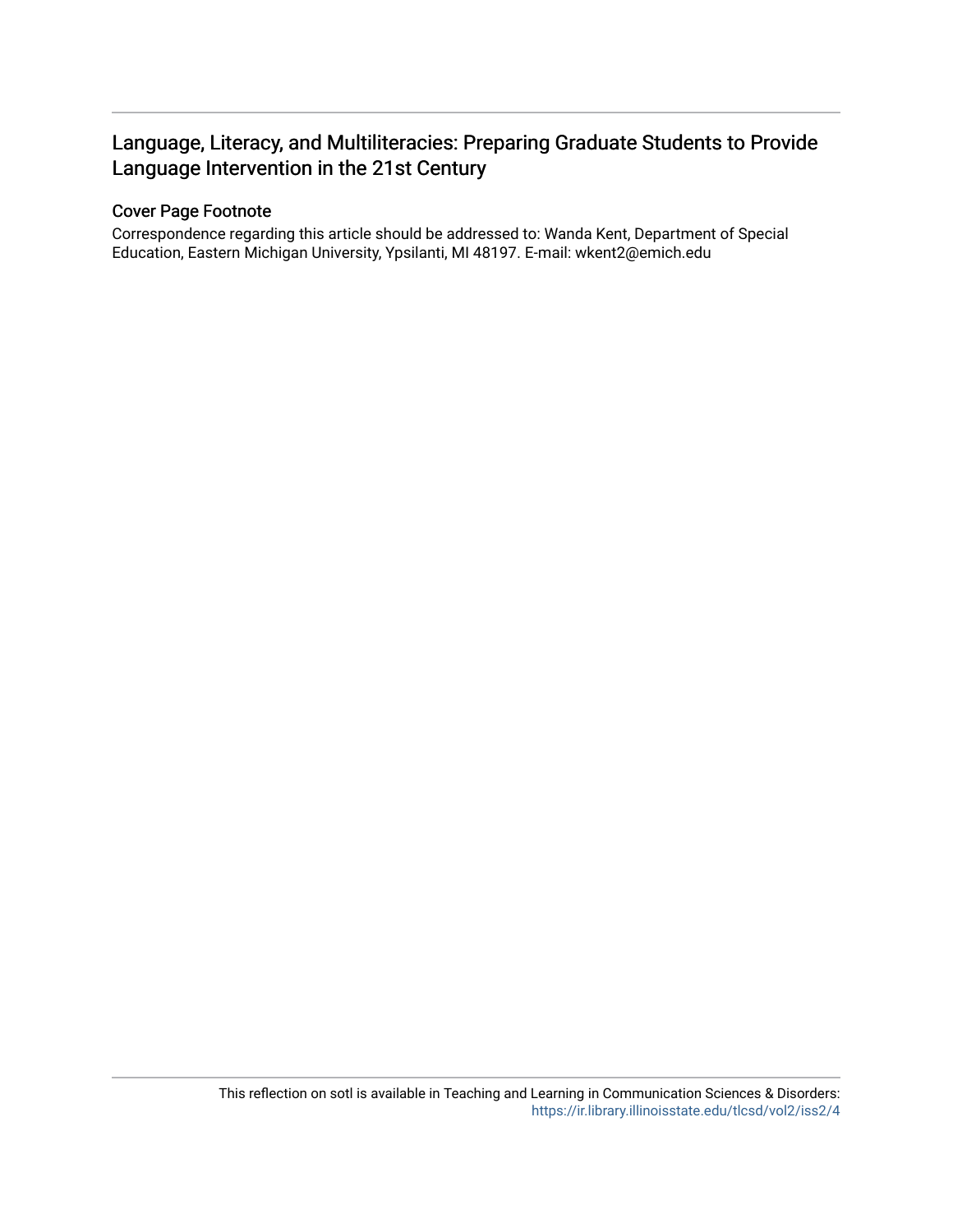# Language, Literacy, and Multiliteracies: Preparing Graduate Students to Provide Language Intervention in the 21st Century

## Cover Page Footnote

Correspondence regarding this article should be addressed to: Wanda Kent, Department of Special Education, Eastern Michigan University, Ypsilanti, MI 48197. E-mail: wkent2@emich.edu

This reflection on sotl is available in Teaching and Learning in Communication Sciences & Disorders: https://ir.library.illinoisstate.edu/tlcsd/vol2/iss2/4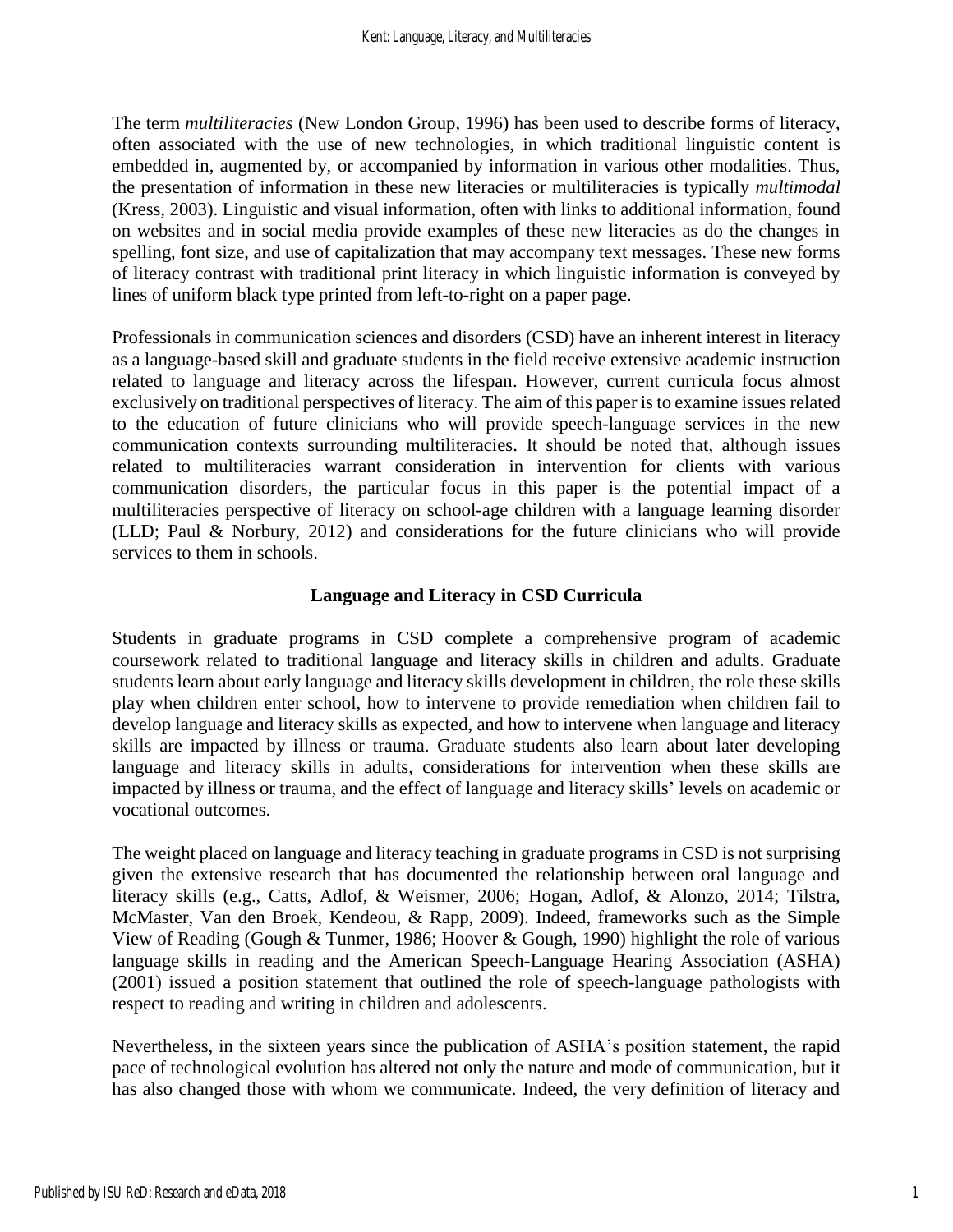The term *multiliteracies* (New London Group, 1996) has been used to describe forms of literacy, often associated with the use of new technologies, in which traditional linguistic content is embedded in, augmented by, or accompanied by information in various other modalities. Thus, the presentation of information in these new literacies or multiliteracies is typically *multimodal* (Kress, 2003). Linguistic and visual information, often with links to additional information, found on websites and in social media provide examples of these new literacies as do the changes in spelling, font size, and use of capitalization that may accompany text messages. These new forms of literacy contrast with traditional print literacy in which linguistic information is conveyed by lines of uniform black type printed from left-to-right on a paper page.

Professionals in communication sciences and disorders (CSD) have an inherent interest in literacy as a language-based skill and graduate students in the field receive extensive academic instruction related to language and literacy across the lifespan. However, current curricula focus almost exclusively on traditional perspectives of literacy. The aim of this paper is to examine issues related to the education of future clinicians who will provide speech-language services in the new communication contexts surrounding multiliteracies. It should be noted that, although issues related to multiliteracies warrant consideration in intervention for clients with various communication disorders, the particular focus in this paper is the potential impact of a multiliteracies perspective of literacy on school-age children with a language learning disorder (LLD; Paul & Norbury, 2012) and considerations for the future clinicians who will provide services to them in schools.

## Language and Literacy in CSD Curricula

Students in graduate programs in CSD complete a comprehensive program of academic coursework related to traditional language and literacy skills in children and adults. Graduate students learn about early language and literacy skills development in children, the role these skills play when children enter school, how to intervene to provide remediation when children fail to develop language and literacy skills as expected, and how to intervene when language and literacy skills are impacted by illness or trauma. Graduate students also learn about later developing language and literacy skills in adults, considerations for intervention when these skills are impacted by illness or trauma, and the effect of language and literacy skills' levels on academic or vocational outcomes.

The weight placed on language and literacy teaching in graduate programs in CSD is not surprising given the extensive research that has documented the relationship between oral language and literacy skills (e.g., Catts, Adlof, & Weismer, 2006; Hogan, Adlof, & Alonzo, 2014; Tilstra, McMaster, Van den Broek, Kendeou, & Rapp, 2009). Indeed, frameworks such as the Simple View of Reading (Gough & Tunmer, 1986; Hoover & Gough, 1990) highlight the role of various language skills in reading and the American Speech-Language Hearing Association (ASHA) (2001) issued a position statement that outlined the role of speech-language pathologists with respect to reading and writing in children and adolescents.

Nevertheless, in the sixteen years since the publication of ASHA's position statement, the rapid pace of technological evolution has altered not only the nature and mode of communication, but it has also changed those with whom we communicate. Indeed, the very definition of literacy and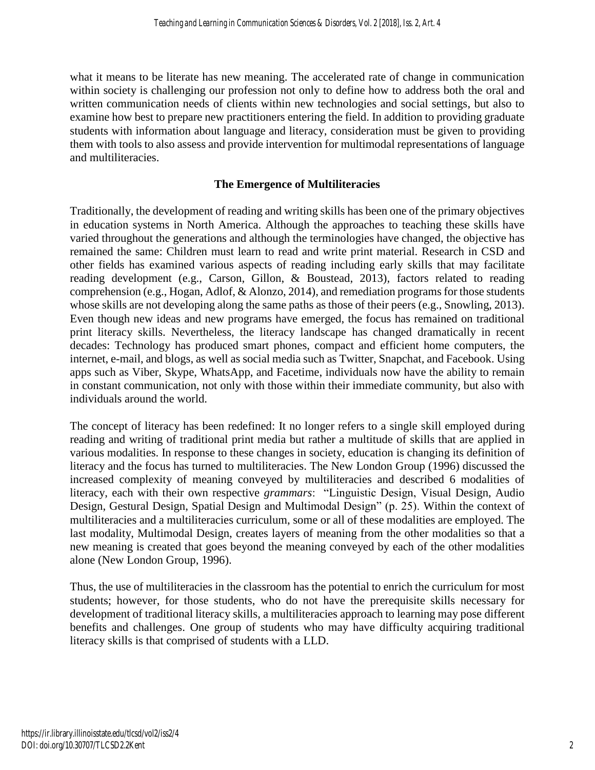what it means to be literate has new meaning. The accelerated rate of change in communication within society is challenging our profession not only to define how to address both the oral and written communication needs of clients within new technologies and social settings, but also to examine how best to prepare new practitioners entering the field. In addition to providing graduate students with information about language and literacy, consideration must be given to providing them with tools to also assess and provide intervention for multimodal representations of language and multiliteracies.

## The Emergence of Multiliteracies

Traditionally, the development of reading and writing skills has been one of the primary objectives in education systems in North America. Although the approaches to teaching these skills have varied throughout the generations and although the terminologies have changed, the objective has remained the same: Children must learn to read and write print material. Research in CSD and other fields has examined various aspects of reading including early skills that may facilitate reading development (e.g., Carson, Gillon, & Boustead, 2013), factors related to reading comprehension (e.g., Hogan, Adlof, & Alonzo, 2014), and remediation programs for those students whose skills are not developing along the same paths as those of their peers (e.g., Snowling, 2013). Even though new ideas and new programs have emerged, the focus has remained on traditional print literacy skills. Nevertheless, the literacy landscape has changed dramatically in recent decades: Technology has produced smart phones, compact and efficient home computers, the internet, e-mail, and blogs, as well as social media such as Twitter, Snapchat, and Facebook. Using apps such as Viber, Skype, WhatsApp, and Facetime, individuals now have the ability to remain in constant communication, not only with those within their immediate community, but also with individuals around the world.

The concept of literacy has been redefined: It no longer refers to a single skill employed during reading and writing of traditional print media but rather a multitude of skills that are applied in various modalities. In response to these changes in society, education is changing its definition of literacy and the focus has turned to multiliteracies. The New London Group (1996) discussed the increased complexity of meaning conveyed by multiliteracies and described 6 modalities of literacy, each with their own respective *grammars*: "Linguistic Design, Visual Design, Audio Design, Gestural Design, Spatial Design and Multimodal Design" (p. 25). Within the context of multiliteracies and a multiliteracies curriculum, some or all of these modalities are employed. The last modality, Multimodal Design, creates layers of meaning from the other modalities so that a new meaning is created that goes beyond the meaning conveyed by each of the other modalities alone (New London Group, 1996).

Thus, the use of multiliteracies in the classroom has the potential to enrich the curriculum for most students; however, for those students, who do not have the prerequisite skills necessary for development of traditional literacy skills, a multiliteracies approach to learning may pose different benefits and challenges. One group of students who may have difficulty acquiring traditional literacy skills is that comprised of students with a LLD.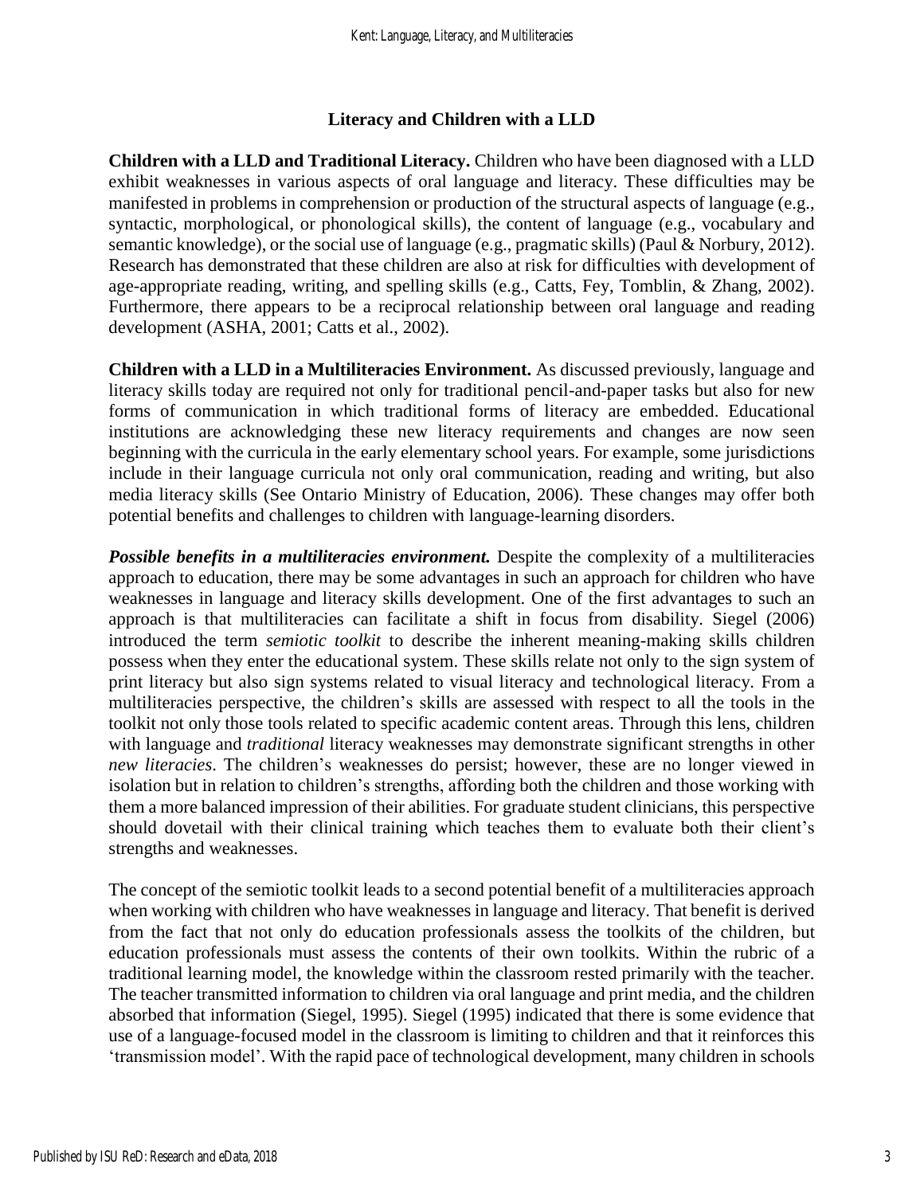## Literacy and Children with a LLD

**Children with a LLD and Traditional Literacy.** Children who have been diagnosed with a LLD exhibit weaknesses in various aspects of oral language and literacy. These difficulties may be manifested in problems in comprehension or production of the structural aspects of language (e.g., syntactic, morphological, or phonological skills), the content of language (e.g., vocabulary and semantic knowledge), or the social use of language (e.g., pragmatic skills) (Paul & Norbury, 2012). Research has demonstrated that these children are also at risk for difficulties with development of age-appropriate reading, writing, and spelling skills (e.g., Catts, Fey, Tomblin, & Zhang, 2002). Furthermore, there appears to be a reciprocal relationship between oral language and reading development (ASHA, 2001; Catts et al., 2002).

**Children with a LLD in a Multiliteracies Environment.** As discussed previously, language and literacy skills today are required not only for traditional pencil-and-paper tasks but also for new forms of communication in which traditional forms of literacy are embedded. Educational institutions are acknowledging these new literacy requirements and changes are now seen beginning with the curricula in the early elementary school years. For example, some jurisdictions include in their language curricula not only oral communication, reading and writing, but also media literacy skills (See Ontario Ministry of Education, 2006). These changes may offer both potential benefits and challenges to children with language-learning disorders.

***Possible benefits in a multiliteracies environment.*** Despite the complexity of a multiliteracies approach to education, there may be some advantages in such an approach for children who have weaknesses in language and literacy skills development. One of the first advantages to such an approach is that multiliteracies can facilitate a shift in focus from disability. Siegel (2006) introduced the term *semiotic toolkit* to describe the inherent meaning-making skills children possess when they enter the educational system. These skills relate not only to the sign system of print literacy but also sign systems related to visual literacy and technological literacy. From a multiliteracies perspective, the children's skills are assessed with respect to all the tools in the toolkit not only those tools related to specific academic content areas. Through this lens, children with language and *traditional* literacy weaknesses may demonstrate significant strengths in other *new literacies*. The children's weaknesses do persist; however, these are no longer viewed in isolation but in relation to children's strengths, affording both the children and those working with them a more balanced impression of their abilities. For graduate student clinicians, this perspective should dovetail with their clinical training which teaches them to evaluate both their client's strengths and weaknesses.

The concept of the semiotic toolkit leads to a second potential benefit of a multiliteracies approach when working with children who have weaknesses in language and literacy. That benefit is derived from the fact that not only do education professionals assess the toolkits of the children, but education professionals must assess the contents of their own toolkits. Within the rubric of a traditional learning model, the knowledge within the classroom rested primarily with the teacher. The teacher transmitted information to children via oral language and print media, and the children absorbed that information (Siegel, 1995). Siegel (1995) indicated that there is some evidence that use of a language-focused model in the classroom is limiting to children and that it reinforces this 'transmission model'. With the rapid pace of technological development, many children in schools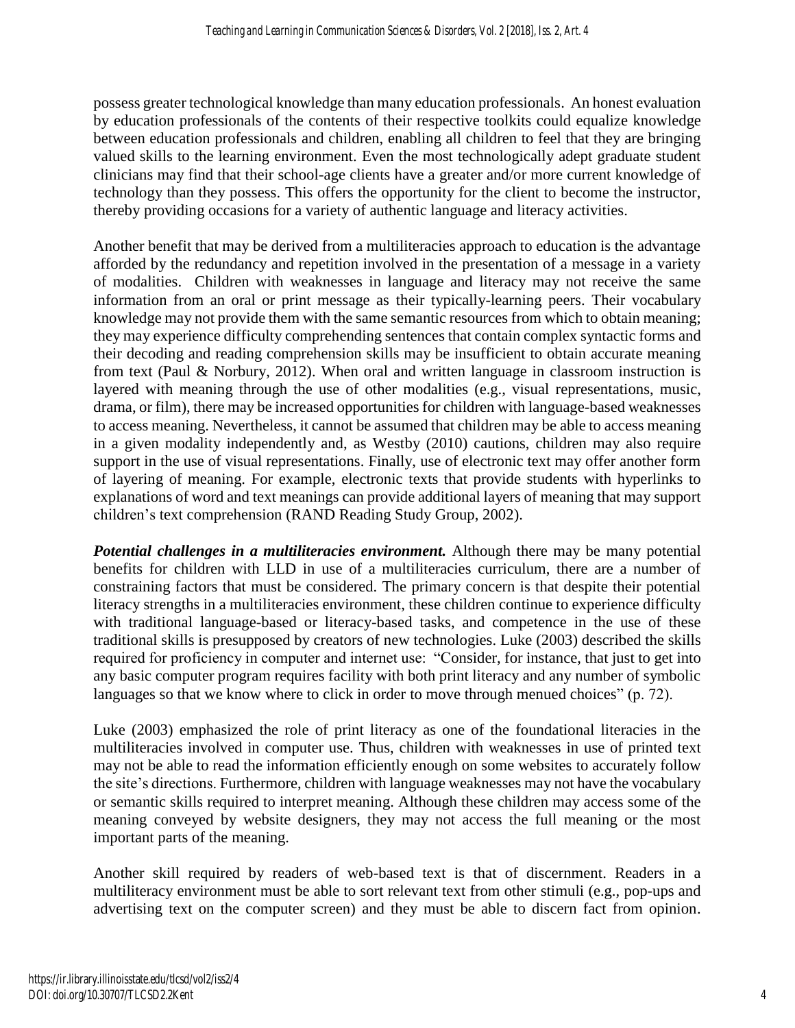possess greater technological knowledge than many education professionals. An honest evaluation by education professionals of the contents of their respective toolkits could equalize knowledge between education professionals and children, enabling all children to feel that they are bringing valued skills to the learning environment. Even the most technologically adept graduate student clinicians may find that their school-age clients have a greater and/or more current knowledge of technology than they possess. This offers the opportunity for the client to become the instructor, thereby providing occasions for a variety of authentic language and literacy activities.

Another benefit that may be derived from a multiliteracies approach to education is the advantage afforded by the redundancy and repetition involved in the presentation of a message in a variety of modalities. Children with weaknesses in language and literacy may not receive the same information from an oral or print message as their typically-learning peers. Their vocabulary knowledge may not provide them with the same semantic resources from which to obtain meaning; they may experience difficulty comprehending sentences that contain complex syntactic forms and their decoding and reading comprehension skills may be insufficient to obtain accurate meaning from text (Paul & Norbury, 2012). When oral and written language in classroom instruction is layered with meaning through the use of other modalities (e.g., visual representations, music, drama, or film), there may be increased opportunities for children with language-based weaknesses to access meaning. Nevertheless, it cannot be assumed that children may be able to access meaning in a given modality independently and, as Westby (2010) cautions, children may also require support in the use of visual representations. Finally, use of electronic text may offer another form of layering of meaning. For example, electronic texts that provide students with hyperlinks to explanations of word and text meanings can provide additional layers of meaning that may support children's text comprehension (RAND Reading Study Group, 2002).

***Potential challenges in a multiliteracies environment.*** Although there may be many potential benefits for children with LLD in use of a multiliteracies curriculum, there are a number of constraining factors that must be considered. The primary concern is that despite their potential literacy strengths in a multiliteracies environment, these children continue to experience difficulty with traditional language-based or literacy-based tasks, and competence in the use of these traditional skills is presupposed by creators of new technologies. Luke (2003) described the skills required for proficiency in computer and internet use: "Consider, for instance, that just to get into any basic computer program requires facility with both print literacy and any number of symbolic languages so that we know where to click in order to move through menued choices" (p. 72).

Luke (2003) emphasized the role of print literacy as one of the foundational literacies in the multiliteracies involved in computer use. Thus, children with weaknesses in use of printed text may not be able to read the information efficiently enough on some websites to accurately follow the site's directions. Furthermore, children with language weaknesses may not have the vocabulary or semantic skills required to interpret meaning. Although these children may access some of the meaning conveyed by website designers, they may not access the full meaning or the most important parts of the meaning.

Another skill required by readers of web-based text is that of discernment. Readers in a multiliteracy environment must be able to sort relevant text from other stimuli (e.g., pop-ups and advertising text on the computer screen) and they must be able to discern fact from opinion.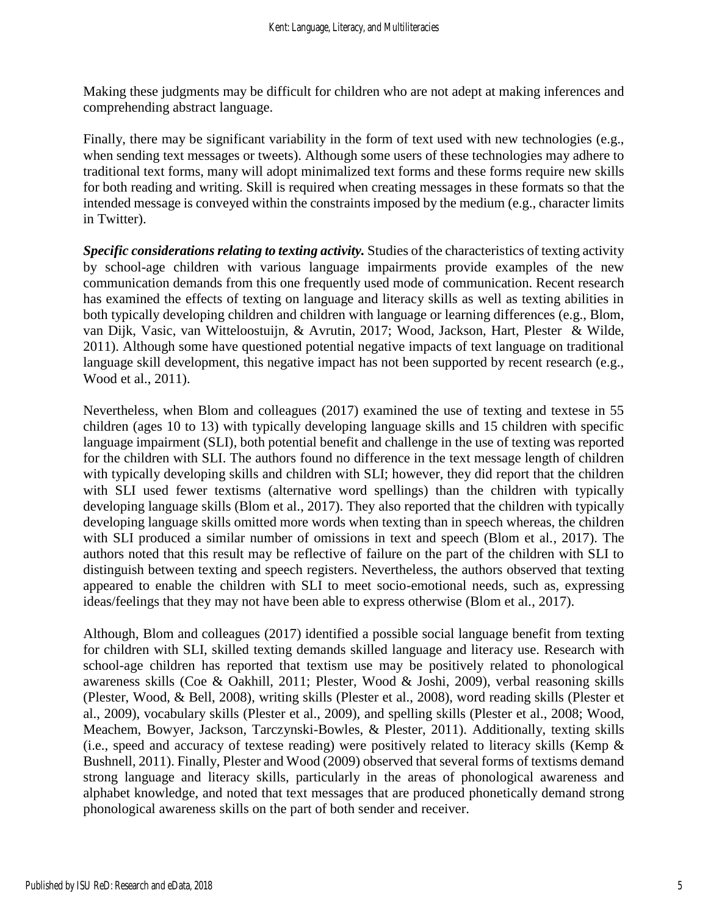Making these judgments may be difficult for children who are not adept at making inferences and comprehending abstract language.

Finally, there may be significant variability in the form of text used with new technologies (e.g., when sending text messages or tweets). Although some users of these technologies may adhere to traditional text forms, many will adopt minimalized text forms and these forms require new skills for both reading and writing. Skill is required when creating messages in these formats so that the intended message is conveyed within the constraints imposed by the medium (e.g., character limits in Twitter).

***Specific considerations relating to texting activity.*** Studies of the characteristics of texting activity by school-age children with various language impairments provide examples of the new communication demands from this one frequently used mode of communication. Recent research has examined the effects of texting on language and literacy skills as well as texting abilities in both typically developing children and children with language or learning differences (e.g., Blom, van Dijk, Vasic, van Witteloostuijn, & Avrutin, 2017; Wood, Jackson, Hart, Plester & Wilde, 2011). Although some have questioned potential negative impacts of text language on traditional language skill development, this negative impact has not been supported by recent research (e.g., Wood et al., 2011).

Nevertheless, when Blom and colleagues (2017) examined the use of texting and textese in 55 children (ages 10 to 13) with typically developing language skills and 15 children with specific language impairment (SLI), both potential benefit and challenge in the use of texting was reported for the children with SLI. The authors found no difference in the text message length of children with typically developing skills and children with SLI; however, they did report that the children with SLI used fewer textisms (alternative word spellings) than the children with typically developing language skills (Blom et al., 2017). They also reported that the children with typically developing language skills omitted more words when texting than in speech whereas, the children with SLI produced a similar number of omissions in text and speech (Blom et al., 2017). The authors noted that this result may be reflective of failure on the part of the children with SLI to distinguish between texting and speech registers. Nevertheless, the authors observed that texting appeared to enable the children with SLI to meet socio-emotional needs, such as, expressing ideas/feelings that they may not have been able to express otherwise (Blom et al., 2017).

Although, Blom and colleagues (2017) identified a possible social language benefit from texting for children with SLI, skilled texting demands skilled language and literacy use. Research with school-age children has reported that textism use may be positively related to phonological awareness skills (Coe & Oakhill, 2011; Plester, Wood & Joshi, 2009), verbal reasoning skills (Plester, Wood, & Bell, 2008), writing skills (Plester et al., 2008), word reading skills (Plester et al., 2009), vocabulary skills (Plester et al., 2009), and spelling skills (Plester et al., 2008; Wood, Meachem, Bowyer, Jackson, Tarczynski-Bowles, & Plester, 2011). Additionally, texting skills (i.e., speed and accuracy of textese reading) were positively related to literacy skills (Kemp & Bushnell, 2011). Finally, Plester and Wood (2009) observed that several forms of textisms demand strong language and literacy skills, particularly in the areas of phonological awareness and alphabet knowledge, and noted that text messages that are produced phonetically demand strong phonological awareness skills on the part of both sender and receiver.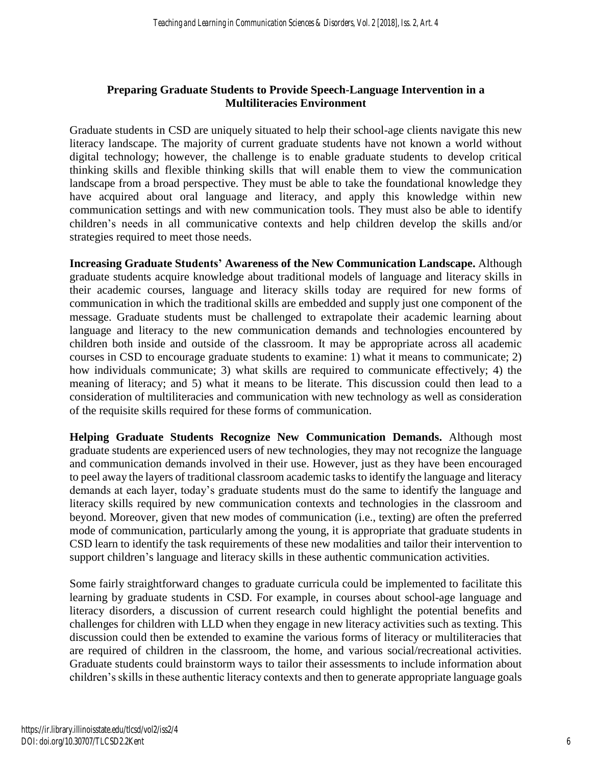## Preparing Graduate Students to Provide Speech-Language Intervention in a Multiliteracies Environment

Graduate students in CSD are uniquely situated to help their school-age clients navigate this new literacy landscape. The majority of current graduate students have not known a world without digital technology; however, the challenge is to enable graduate students to develop critical thinking skills and flexible thinking skills that will enable them to view the communication landscape from a broad perspective. They must be able to take the foundational knowledge they have acquired about oral language and literacy, and apply this knowledge within new communication settings and with new communication tools. They must also be able to identify children's needs in all communicative contexts and help children develop the skills and/or strategies required to meet those needs.

**Increasing Graduate Students' Awareness of the New Communication Landscape.** Although graduate students acquire knowledge about traditional models of language and literacy skills in their academic courses, language and literacy skills today are required for new forms of communication in which the traditional skills are embedded and supply just one component of the message. Graduate students must be challenged to extrapolate their academic learning about language and literacy to the new communication demands and technologies encountered by children both inside and outside of the classroom. It may be appropriate across all academic courses in CSD to encourage graduate students to examine: 1) what it means to communicate; 2) how individuals communicate; 3) what skills are required to communicate effectively; 4) the meaning of literacy; and 5) what it means to be literate. This discussion could then lead to a consideration of multiliteracies and communication with new technology as well as consideration of the requisite skills required for these forms of communication.

**Helping Graduate Students Recognize New Communication Demands.** Although most graduate students are experienced users of new technologies, they may not recognize the language and communication demands involved in their use. However, just as they have been encouraged to peel away the layers of traditional classroom academic tasks to identify the language and literacy demands at each layer, today's graduate students must do the same to identify the language and literacy skills required by new communication contexts and technologies in the classroom and beyond. Moreover, given that new modes of communication (i.e., texting) are often the preferred mode of communication, particularly among the young, it is appropriate that graduate students in CSD learn to identify the task requirements of these new modalities and tailor their intervention to support children's language and literacy skills in these authentic communication activities.

Some fairly straightforward changes to graduate curricula could be implemented to facilitate this learning by graduate students in CSD. For example, in courses about school-age language and literacy disorders, a discussion of current research could highlight the potential benefits and challenges for children with LLD when they engage in new literacy activities such as texting. This discussion could then be extended to examine the various forms of literacy or multiliteracies that are required of children in the classroom, the home, and various social/recreational activities. Graduate students could brainstorm ways to tailor their assessments to include information about children's skills in these authentic literacy contexts and then to generate appropriate language goals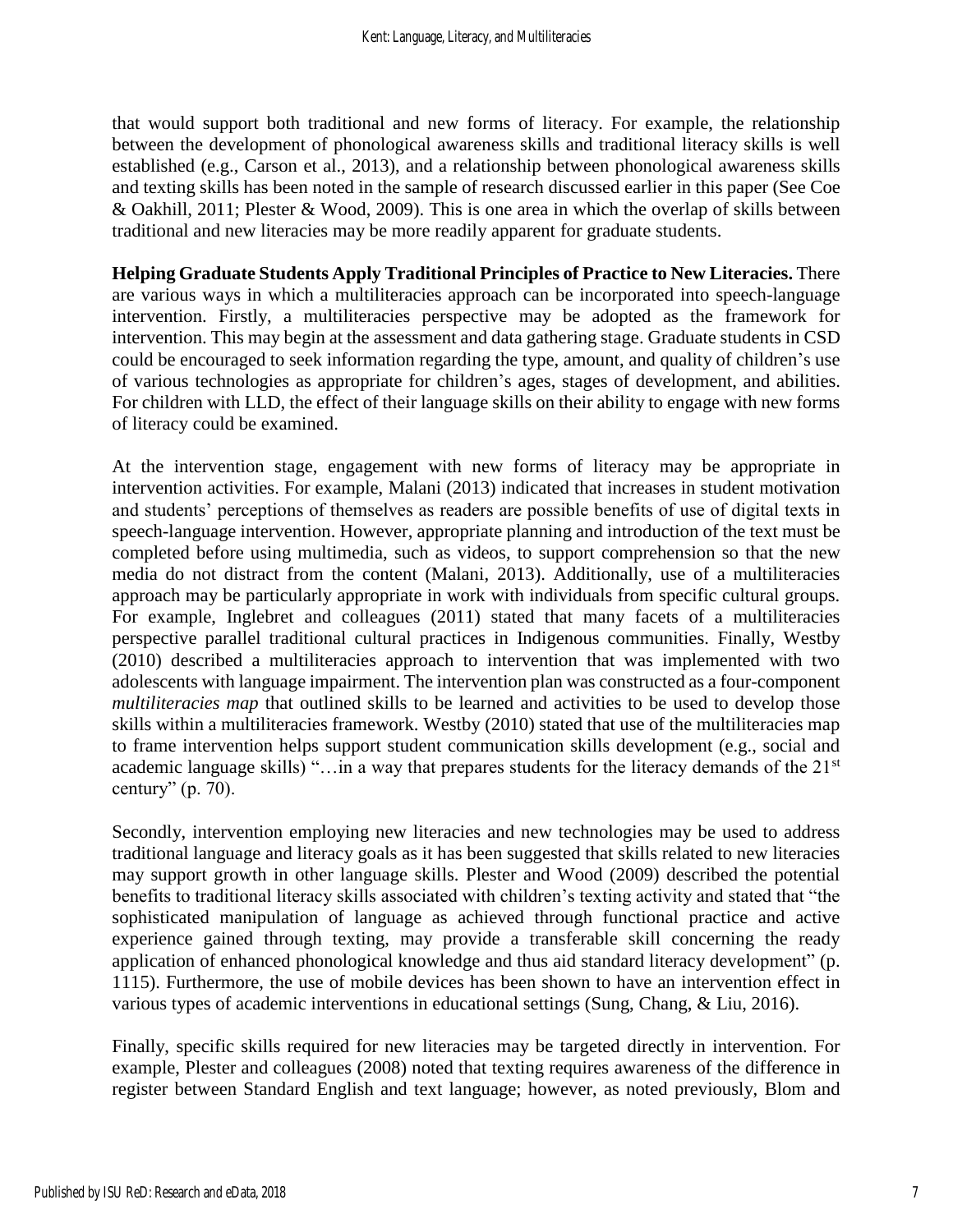that would support both traditional and new forms of literacy. For example, the relationship between the development of phonological awareness skills and traditional literacy skills is well established (e.g., Carson et al., 2013), and a relationship between phonological awareness skills and texting skills has been noted in the sample of research discussed earlier in this paper (See Coe & Oakhill, 2011; Plester & Wood, 2009). This is one area in which the overlap of skills between traditional and new literacies may be more readily apparent for graduate students.

**Helping Graduate Students Apply Traditional Principles of Practice to New Literacies.** There are various ways in which a multiliteracies approach can be incorporated into speech-language intervention. Firstly, a multiliteracies perspective may be adopted as the framework for intervention. This may begin at the assessment and data gathering stage. Graduate students in CSD could be encouraged to seek information regarding the type, amount, and quality of children's use of various technologies as appropriate for children's ages, stages of development, and abilities. For children with LLD, the effect of their language skills on their ability to engage with new forms of literacy could be examined.

At the intervention stage, engagement with new forms of literacy may be appropriate in intervention activities. For example, Malani (2013) indicated that increases in student motivation and students' perceptions of themselves as readers are possible benefits of use of digital texts in speech-language intervention. However, appropriate planning and introduction of the text must be completed before using multimedia, such as videos, to support comprehension so that the new media do not distract from the content (Malani, 2013). Additionally, use of a multiliteracies approach may be particularly appropriate in work with individuals from specific cultural groups. For example, Inglebret and colleagues (2011) stated that many facets of a multiliteracies perspective parallel traditional cultural practices in Indigenous communities. Finally, Westby (2010) described a multiliteracies approach to intervention that was implemented with two adolescents with language impairment. The intervention plan was constructed as a four-component *multiliteracies map* that outlined skills to be learned and activities to be used to develop those skills within a multiliteracies framework. Westby (2010) stated that use of the multiliteracies map to frame intervention helps support student communication skills development (e.g., social and academic language skills) "…in a way that prepares students for the literacy demands of the 21st century" (p. 70).

Secondly, intervention employing new literacies and new technologies may be used to address traditional language and literacy goals as it has been suggested that skills related to new literacies may support growth in other language skills. Plester and Wood (2009) described the potential benefits to traditional literacy skills associated with children's texting activity and stated that "the sophisticated manipulation of language as achieved through functional practice and active experience gained through texting, may provide a transferable skill concerning the ready application of enhanced phonological knowledge and thus aid standard literacy development" (p. 1115). Furthermore, the use of mobile devices has been shown to have an intervention effect in various types of academic interventions in educational settings (Sung, Chang, & Liu, 2016).

Finally, specific skills required for new literacies may be targeted directly in intervention. For example, Plester and colleagues (2008) noted that texting requires awareness of the difference in register between Standard English and text language; however, as noted previously, Blom and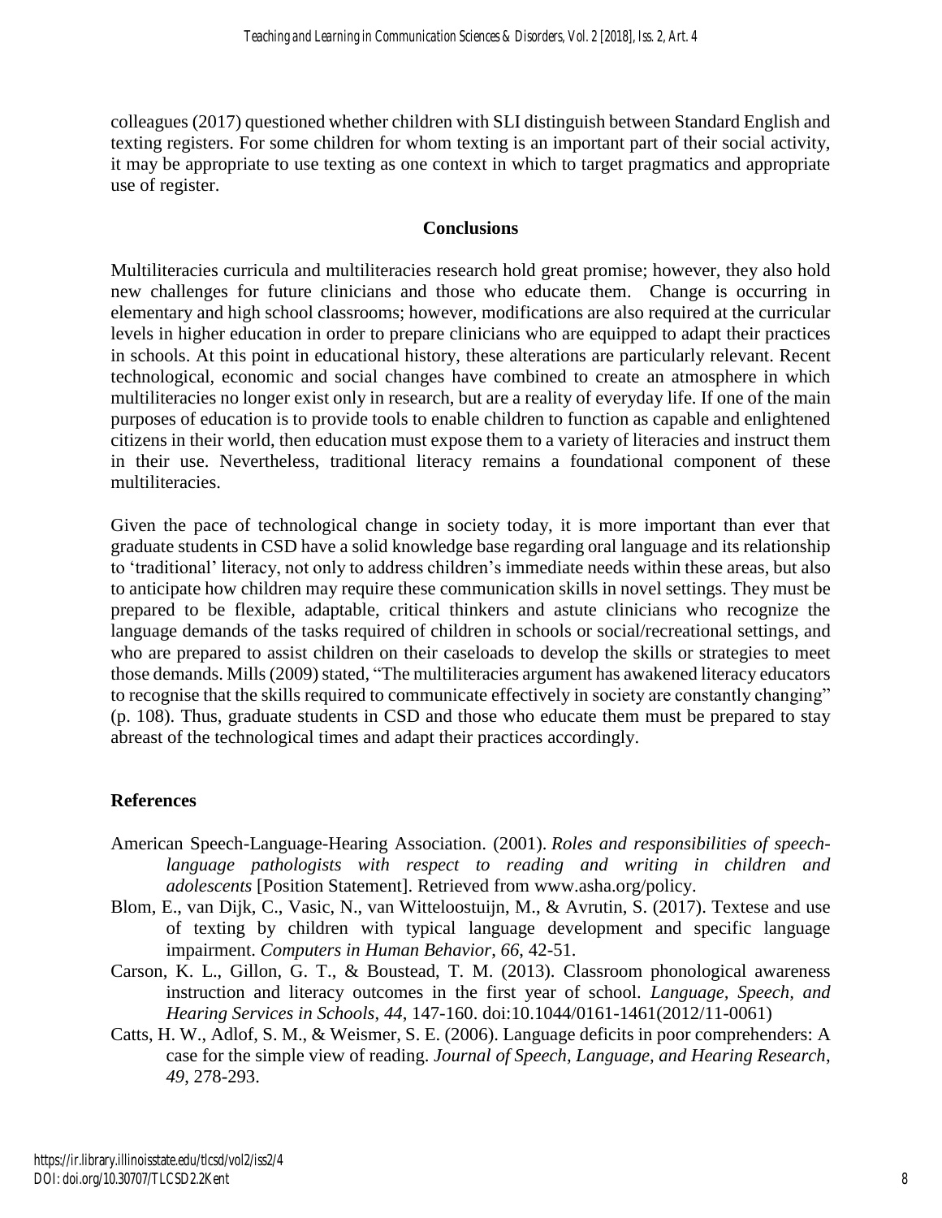colleagues (2017) questioned whether children with SLI distinguish between Standard English and texting registers. For some children for whom texting is an important part of their social activity, it may be appropriate to use texting as one context in which to target pragmatics and appropriate use of register.

## Conclusions

Multiliteracies curricula and multiliteracies research hold great promise; however, they also hold new challenges for future clinicians and those who educate them. Change is occurring in elementary and high school classrooms; however, modifications are also required at the curricular levels in higher education in order to prepare clinicians who are equipped to adapt their practices in schools. At this point in educational history, these alterations are particularly relevant. Recent technological, economic and social changes have combined to create an atmosphere in which multiliteracies no longer exist only in research, but are a reality of everyday life. If one of the main purposes of education is to provide tools to enable children to function as capable and enlightened citizens in their world, then education must expose them to a variety of literacies and instruct them in their use. Nevertheless, traditional literacy remains a foundational component of these multiliteracies.

Given the pace of technological change in society today, it is more important than ever that graduate students in CSD have a solid knowledge base regarding oral language and its relationship to 'traditional' literacy, not only to address children's immediate needs within these areas, but also to anticipate how children may require these communication skills in novel settings. They must be prepared to be flexible, adaptable, critical thinkers and astute clinicians who recognize the language demands of the tasks required of children in schools or social/recreational settings, and who are prepared to assist children on their caseloads to develop the skills or strategies to meet those demands. Mills (2009) stated, "The multiliteracies argument has awakened literacy educators to recognise that the skills required to communicate effectively in society are constantly changing" (p. 108). Thus, graduate students in CSD and those who educate them must be prepared to stay abreast of the technological times and adapt their practices accordingly.

## References

American Speech-Language-Hearing Association. (2001). *Roles and responsibilities of speech-language pathologists with respect to reading and writing in children and adolescents* [Position Statement]. Retrieved from www.asha.org/policy.

Blom, E., van Dijk, C., Vasic, N., van Witteloostuijn, M., & Avrutin, S. (2017). Textese and use of texting by children with typical language development and specific language impairment. *Computers in Human Behavior*, *66*, 42-51.

Carson, K. L., Gillon, G. T., & Boustead, T. M. (2013). Classroom phonological awareness instruction and literacy outcomes in the first year of school. *Language, Speech, and Hearing Services in Schools*, *44*, 147-160. doi:10.1044/0161-1461(2012/11-0061)

Catts, H. W., Adlof, S. M., & Weismer, S. E. (2006). Language deficits in poor comprehenders: A case for the simple view of reading. *Journal of Speech, Language, and Hearing Research*, *49*, 278-293.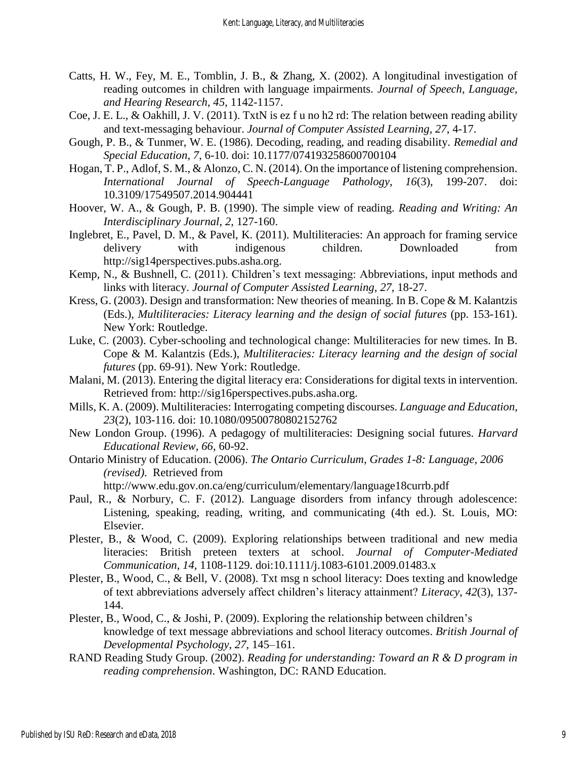Catts, H. W., Fey, M. E., Tomblin, J. B., & Zhang, X. (2002). A longitudinal investigation of reading outcomes in children with language impairments. *Journal of Speech, Language, and Hearing Research*, *45*, 1142-1157.

Coe, J. E. L., & Oakhill, J. V. (2011). TxtN is ez f u no h2 rd: The relation between reading ability and text-messaging behaviour. *Journal of Computer Assisted Learning*, *27*, 4-17.

Gough, P. B., & Tunmer, W. E. (1986). Decoding, reading, and reading disability. *Remedial and Special Education*, *7*, 6-10. doi: 10.1177/074193258600700104

Hogan, T. P., Adlof, S. M., & Alonzo, C. N. (2014). On the importance of listening comprehension. *International Journal of Speech-Language Pathology*, *16*(3), 199-207. doi: 10.3109/17549507.2014.904441

Hoover, W. A., & Gough, P. B. (1990). The simple view of reading. *Reading and Writing: An Interdisciplinary Journal*, *2*, 127-160.

Inglebret, E., Pavel, D. M., & Pavel, K. (2011). Multiliteracies: An approach for framing service delivery with indigenous children. Downloaded from http://sig14perspectives.pubs.asha.org.

Kemp, N., & Bushnell, C. (2011). Children's text messaging: Abbreviations, input methods and links with literacy. *Journal of Computer Assisted Learning*, *27*, 18-27.

Kress, G. (2003). Design and transformation: New theories of meaning. In B. Cope & M. Kalantzis (Eds.), *Multiliteracies: Literacy learning and the design of social futures* (pp. 153-161). New York: Routledge.

Luke, C. (2003). Cyber-schooling and technological change: Multiliteracies for new times. In B. Cope & M. Kalantzis (Eds.), *Multiliteracies: Literacy learning and the design of social futures* (pp. 69-91). New York: Routledge.

Malani, M. (2013). Entering the digital literacy era: Considerations for digital texts in intervention. Retrieved from: http://sig16perspectives.pubs.asha.org.

Mills, K. A. (2009). Multiliteracies: Interrogating competing discourses. *Language and Education*, *23*(2), 103-116. doi: 10.1080/09500780802152762

New London Group. (1996). A pedagogy of multiliteracies: Designing social futures. *Harvard Educational Review*, *66*, 60-92.

Ontario Ministry of Education. (2006). *The Ontario Curriculum, Grades 1-8: Language, 2006 (revised)*. Retrieved from http://www.edu.gov.on.ca/eng/curriculum/elementary/language18currb.pdf

Paul, R., & Norbury, C. F. (2012). Language disorders from infancy through adolescence: Listening, speaking, reading, writing, and communicating (4th ed.). St. Louis, MO: Elsevier.

Plester, B., & Wood, C. (2009). Exploring relationships between traditional and new media literacies: British preteen texters at school. *Journal of Computer-Mediated Communication*, *14*, 1108-1129. doi:10.1111/j.1083-6101.2009.01483.x

Plester, B., Wood, C., & Bell, V. (2008). Txt msg n school literacy: Does texting and knowledge of text abbreviations adversely affect children's literacy attainment? *Literacy*, *42*(3), 137-144.

Plester, B., Wood, C., & Joshi, P. (2009). Exploring the relationship between children's knowledge of text message abbreviations and school literacy outcomes. *British Journal of Developmental Psychology*, *27*, 145–161.

RAND Reading Study Group. (2002). *Reading for understanding: Toward an R & D program in reading comprehension*. Washington, DC: RAND Education.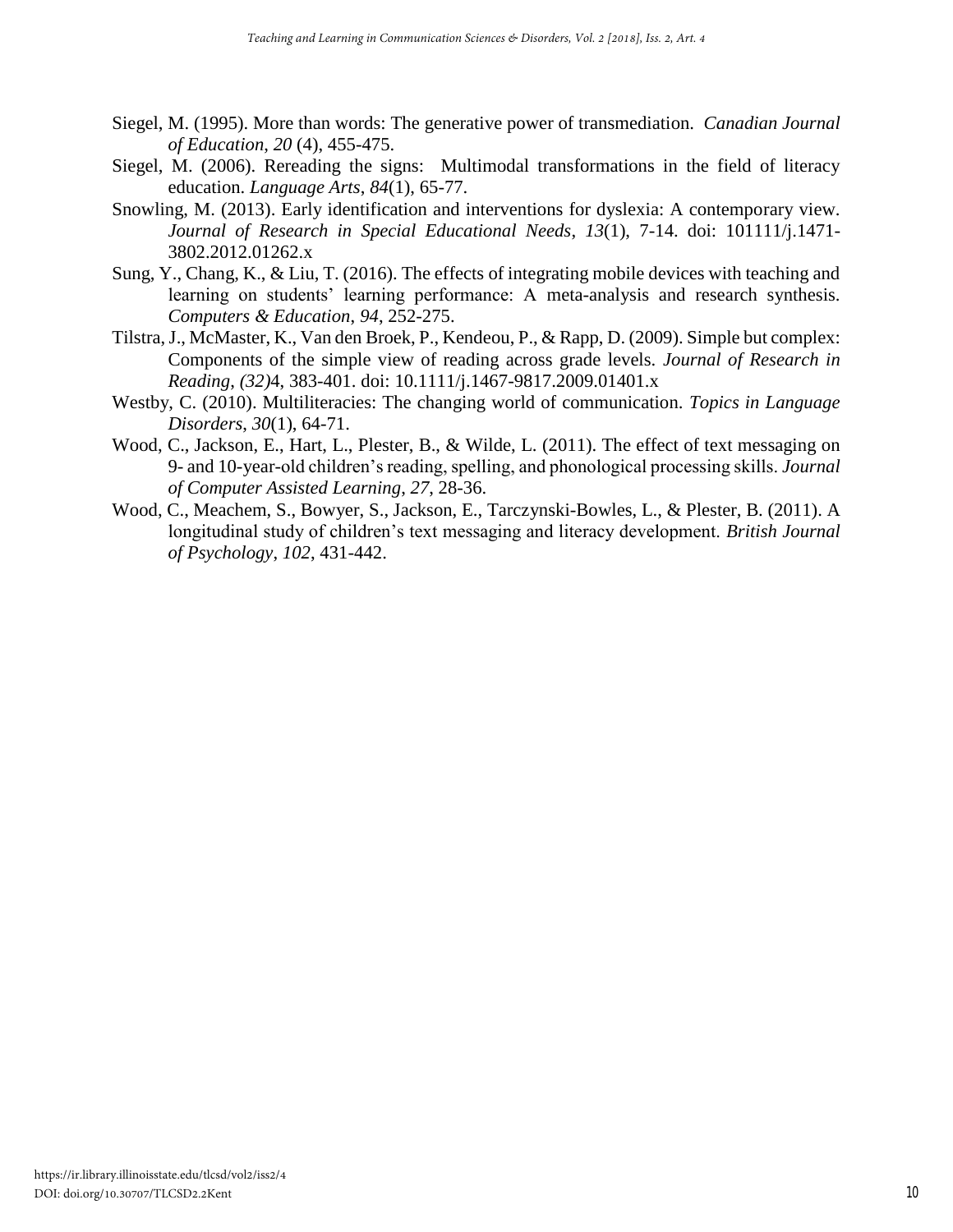Siegel, M. (1995). More than words: The generative power of transmediation. *Canadian Journal of Education*, *20* (4), 455-475.

Siegel, M. (2006). Rereading the signs: Multimodal transformations in the field of literacy education. *Language Arts*, *84*(1), 65-77.

Snowling, M. (2013). Early identification and interventions for dyslexia: A contemporary view. *Journal of Research in Special Educational Needs*, *13*(1), 7-14. doi: 101111/j.1471-3802.2012.01262.x

Sung, Y., Chang, K., & Liu, T. (2016). The effects of integrating mobile devices with teaching and learning on students' learning performance: A meta-analysis and research synthesis. *Computers & Education*, *94*, 252-275.

Tilstra, J., McMaster, K., Van den Broek, P., Kendeou, P., & Rapp, D. (2009). Simple but complex: Components of the simple view of reading across grade levels. *Journal of Research in Reading*, *(32)*4, 383-401. doi: 10.1111/j.1467-9817.2009.01401.x

Westby, C. (2010). Multiliteracies: The changing world of communication. *Topics in Language Disorders*, *30*(1), 64-71.

Wood, C., Jackson, E., Hart, L., Plester, B., & Wilde, L. (2011). The effect of text messaging on 9- and 10-year-old children's reading, spelling, and phonological processing skills. *Journal of Computer Assisted Learning*, *27*, 28-36.

Wood, C., Meachem, S., Bowyer, S., Jackson, E., Tarczynski-Bowles, L., & Plester, B. (2011). A longitudinal study of children's text messaging and literacy development. *British Journal of Psychology*, *102*, 431-442.